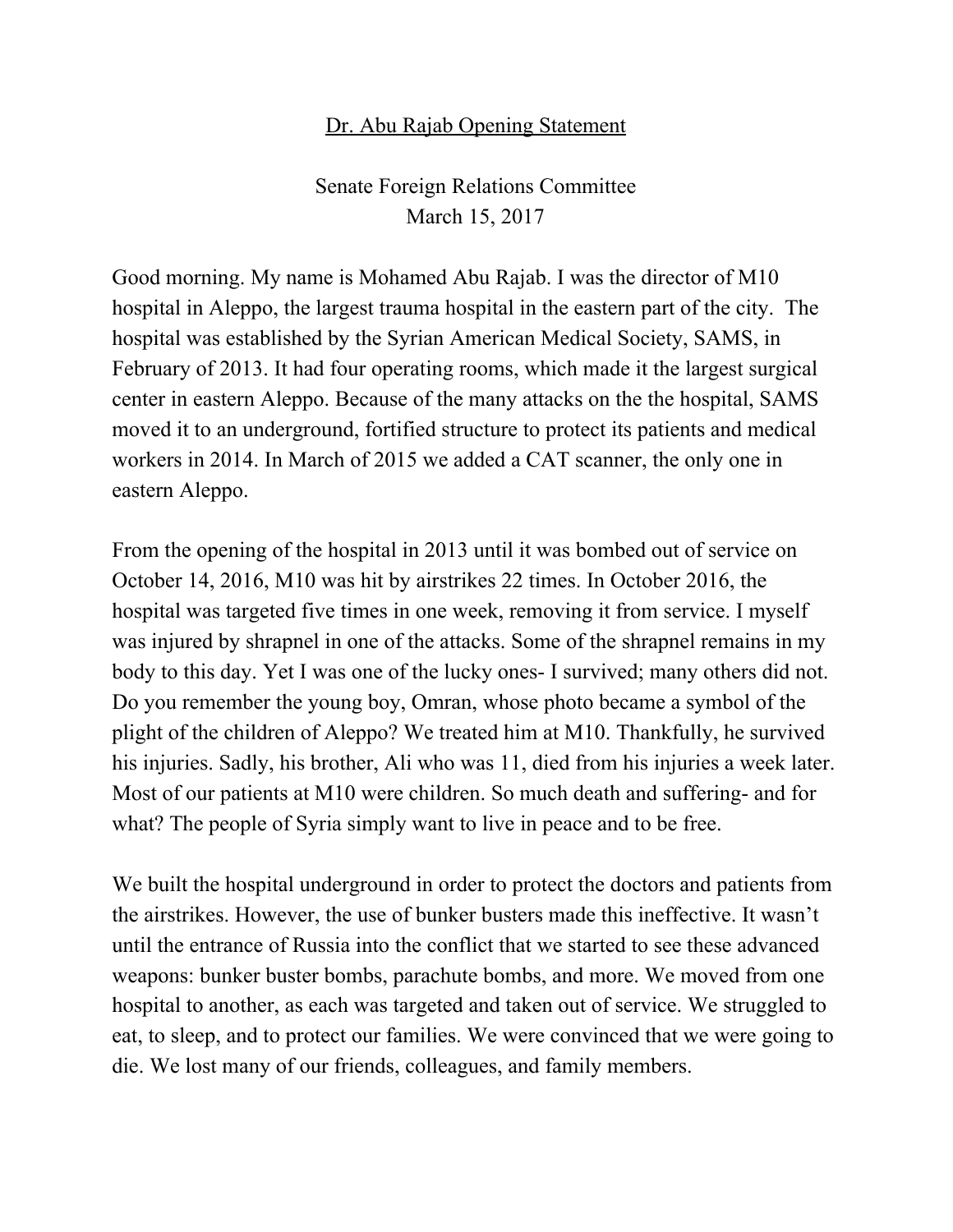<u>Dr. Abu Rajab Opening Statement</u>

Senate Foreign Relations Committee
March 15, 2017

Good morning. My name is Mohamed Abu Rajab. I was the director of M10 hospital in Aleppo, the largest trauma hospital in the eastern part of the city. The hospital was established by the Syrian American Medical Society, SAMS, in February of 2013. It had four operating rooms, which made it the largest surgical center in eastern Aleppo. Because of the many attacks on the the hospital, SAMS moved it to an underground, fortified structure to protect its patients and medical workers in 2014. In March of 2015 we added a CAT scanner, the only one in eastern Aleppo.

From the opening of the hospital in 2013 until it was bombed out of service on October 14, 2016, M10 was hit by airstrikes 22 times. In October 2016, the hospital was targeted five times in one week, removing it from service. I myself was injured by shrapnel in one of the attacks. Some of the shrapnel remains in my body to this day. Yet I was one of the lucky ones- I survived; many others did not. Do you remember the young boy, Omran, whose photo became a symbol of the plight of the children of Aleppo? We treated him at M10. Thankfully, he survived his injuries. Sadly, his brother, Ali who was 11, died from his injuries a week later. Most of our patients at M10 were children. So much death and suffering- and for what? The people of Syria simply want to live in peace and to be free.

We built the hospital underground in order to protect the doctors and patients from the airstrikes. However, the use of bunker busters made this ineffective. It wasn't until the entrance of Russia into the conflict that we started to see these advanced weapons: bunker buster bombs, parachute bombs, and more. We moved from one hospital to another, as each was targeted and taken out of service. We struggled to eat, to sleep, and to protect our families. We were convinced that we were going to die. We lost many of our friends, colleagues, and family members.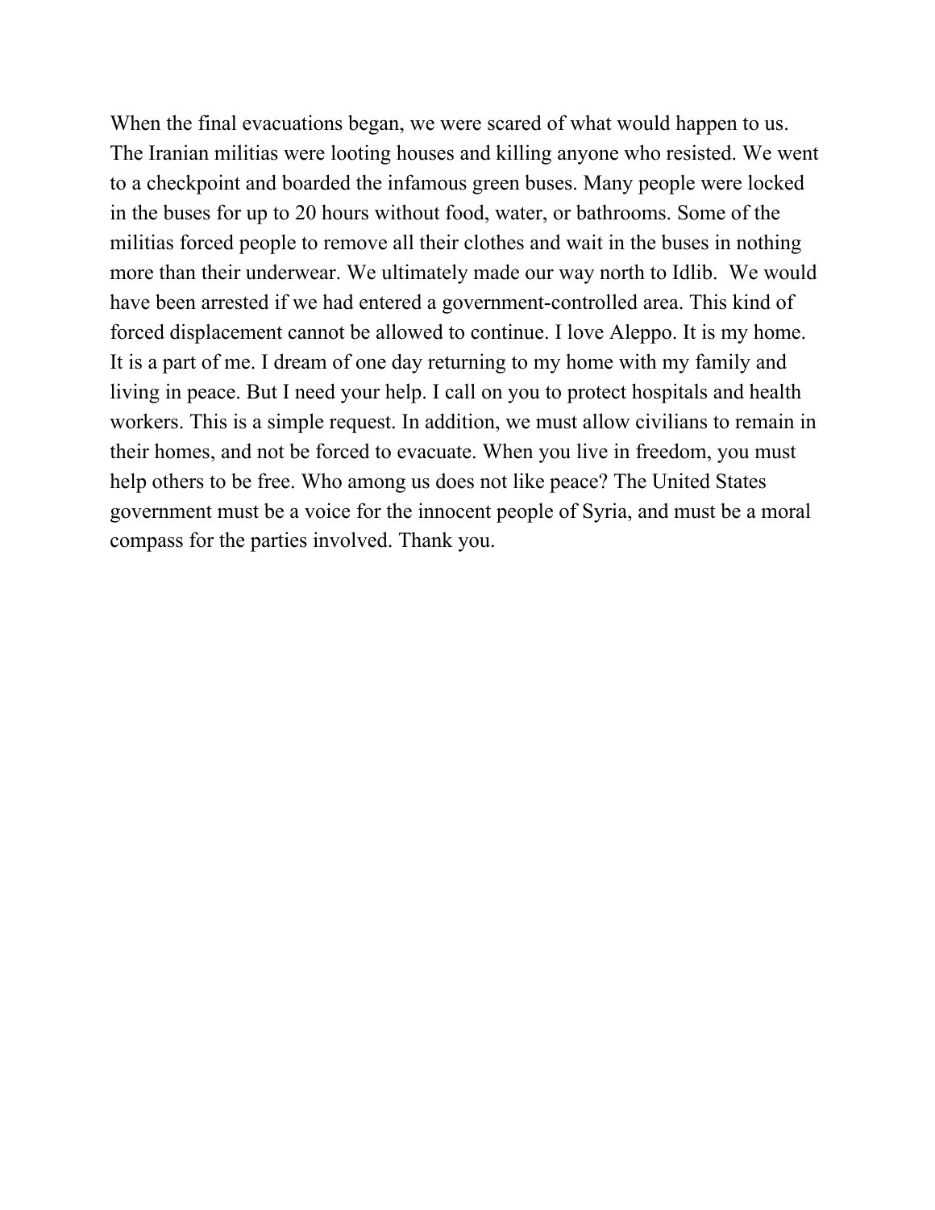When the final evacuations began, we were scared of what would happen to us. The Iranian militias were looting houses and killing anyone who resisted. We went to a checkpoint and boarded the infamous green buses. Many people were locked in the buses for up to 20 hours without food, water, or bathrooms. Some of the militias forced people to remove all their clothes and wait in the buses in nothing more than their underwear. We ultimately made our way north to Idlib. We would have been arrested if we had entered a government-controlled area. This kind of forced displacement cannot be allowed to continue. I love Aleppo. It is my home. It is a part of me. I dream of one day returning to my home with my family and living in peace. But I need your help. I call on you to protect hospitals and health workers. This is a simple request. In addition, we must allow civilians to remain in their homes, and not be forced to evacuate. When you live in freedom, you must help others to be free. Who among us does not like peace? The United States government must be a voice for the innocent people of Syria, and must be a moral compass for the parties involved. Thank you.